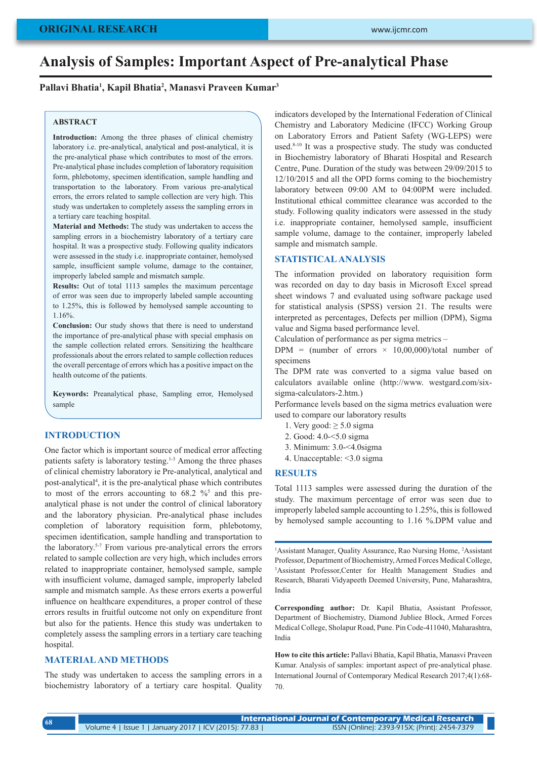ORIGINAL RESEARCH

# Analysis of Samples: Important Aspect of Pre-analytical Phase

**Pallavi Bhatia[1], Kapil Bhatia[2], Manasvi Praveen Kumar[3]**

## ABSTRACT

**Introduction:** Among the three phases of clinical chemistry laboratory i.e. pre-analytical, analytical and post-analytical, it is the pre-analytical phase which contributes to most of the errors. Pre-analytical phase includes completion of laboratory requisition form, phlebotomy, specimen identification, sample handling and transportation to the laboratory. From various pre-analytical errors, the errors related to sample collection are very high. This study was undertaken to completely assess the sampling errors in a tertiary care teaching hospital.

**Material and Methods:** The study was undertaken to access the sampling errors in a biochemistry laboratory of a tertiary care hospital. It was a prospective study. Following quality indicators were assessed in the study i.e. inappropriate container, hemolysed sample, insufficient sample volume, damage to the container, improperly labeled sample and mismatch sample.

**Results:** Out of total 1113 samples the maximum percentage of error was seen due to improperly labeled sample accounting to 1.25%, this is followed by hemolysed sample accounting to 1.16%.

**Conclusion:** Our study shows that there is need to understand the importance of pre-analytical phase with special emphasis on the sample collection related errors. Sensitizing the healthcare professionals about the errors related to sample collection reduces the overall percentage of errors which has a positive impact on the health outcome of the patients.

**Keywords:** Preanalytical phase, Sampling error, Hemolysed sample

## INTRODUCTION

One factor which is important source of medical error affecting patients safety is laboratory testing.[1-3] Among the three phases of clinical chemistry laboratory ie Pre-analytical, analytical and post-analytical[4], it is the pre-analytical phase which contributes to most of the errors accounting to 68.2 %[5] and this pre-analytical phase is not under the control of clinical laboratory and the laboratory physician. Pre-analytical phase includes completion of laboratory requisition form, phlebotomy, specimen identification, sample handling and transportation to the laboratory.[5-7] From various pre-analytical errors the errors related to sample collection are very high, which includes errors related to inappropriate container, hemolysed sample, sample with insufficient volume, damaged sample, improperly labeled sample and mismatch sample. As these errors exerts a powerful influence on healthcare expenditures, a proper control of these errors results in fruitful outcome not only on expenditure front but also for the patients. Hence this study was undertaken to completely assess the sampling errors in a tertiary care teaching hospital.

## MATERIAL AND METHODS

The study was undertaken to access the sampling errors in a biochemistry laboratory of a tertiary care hospital. Quality indicators developed by the International Federation of Clinical Chemistry and Laboratory Medicine (IFCC) Working Group on Laboratory Errors and Patient Safety (WG-LEPS) were used.[8-10] It was a prospective study. The study was conducted in Biochemistry laboratory of Bharati Hospital and Research Centre, Pune. Duration of the study was between 29/09/2015 to 12/10/2015 and all the OPD forms coming to the biochemistry laboratory between 09:00 AM to 04:00PM were included. Institutional ethical committee clearance was accorded to the study. Following quality indicators were assessed in the study i.e. inappropriate container, hemolysed sample, insufficient sample volume, damage to the container, improperly labeled sample and mismatch sample.

## STATISTICAL ANALYSIS

The information provided on laboratory requisition form was recorded on day to day basis in Microsoft Excel spread sheet windows 7 and evaluated using software package used for statistical analysis (SPSS) version 21. The results were interpreted as percentages, Defects per million (DPM), Sigma value and Sigma based performance level.

Calculation of performance as per sigma metrics –

DPM = (number of errors × 10,00,000)/total number of specimens

The DPM rate was converted to a sigma value based on calculators available online (http://www. westgard.com/six-sigma-calculators-2.htm.)

Performance levels based on the sigma metrics evaluation were used to compare our laboratory results

1. Very good: ≥ 5.0 sigma
2. Good: 4.0-<5.0 sigma
3. Minimum: 3.0-<4.0sigma
4. Unacceptable: <3.0 sigma

## RESULTS

Total 1113 samples were assessed during the duration of the study. The maximum percentage of error was seen due to improperly labeled sample accounting to 1.25%, this is followed by hemolysed sample accounting to 1.16 %.DPM value and

---

[1]Assistant Manager, Quality Assurance, Rao Nursing Home, [2]Assistant Professor, Department of Biochemistry, Armed Forces Medical College, [3]Assistant Professor,Center for Health Management Studies and Research, Bharati Vidyapeeth Deemed University, Pune, Maharashtra, India

**Corresponding author:** Dr. Kapil Bhatia, Assistant Professor, Department of Biochemistry, Diamond Jubliee Block, Armed Forces Medical College, Sholapur Road, Pune. Pin Code-411040, Maharashtra, India

**How to cite this article:** Pallavi Bhatia, Kapil Bhatia, Manasvi Praveen Kumar. Analysis of samples: important aspect of pre-analytical phase. International Journal of Contemporary Medical Research 2017;4(1):68-70.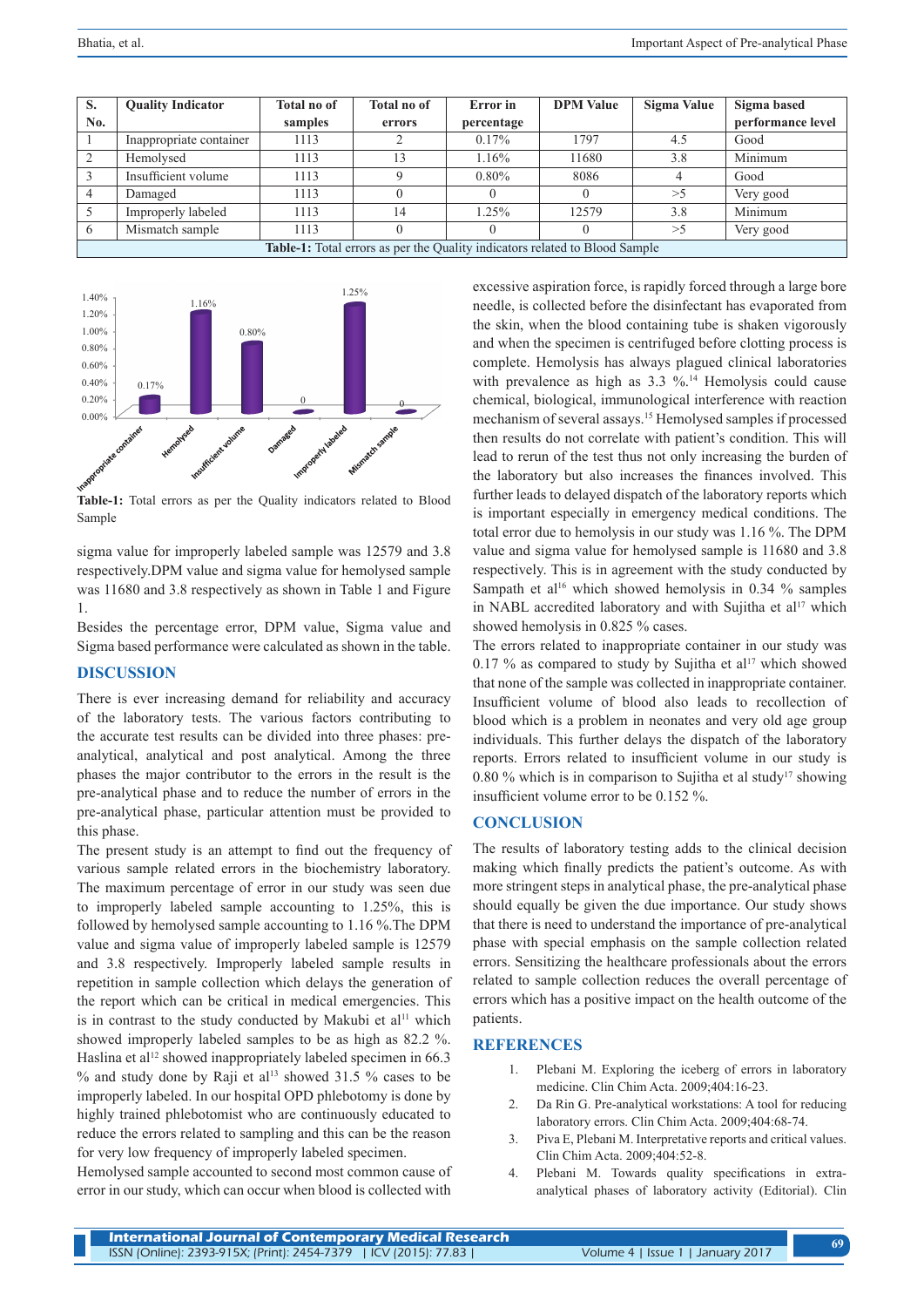| S. No. | Quality Indicator | Total no of samples | Total no of errors | Error in percentage | DPM Value | Sigma Value | Sigma based performance level |
|---|---|---|---|---|---|---|---|
| 1 | Inappropriate container | 1113 | 2 | 0.17% | 1797 | 4.5 | Good |
| 2 | Hemolysed | 1113 | 13 | 1.16% | 11680 | 3.8 | Minimum |
| 3 | Insufficient volume | 1113 | 9 | 0.80% | 8086 | 4 | Good |
| 4 | Damaged | 1113 | 0 | 0 | 0 | >5 | Very good |
| 5 | Improperly labeled | 1113 | 14 | 1.25% | 12579 | 3.8 | Minimum |
| 6 | Mismatch sample | 1113 | 0 | 0 | 0 | >5 | Very good |

**Table-1:** Total errors as per the Quality indicators related to Blood Sample

**Table-1:** Total errors as per the Quality indicators related to Blood Sample

sigma value for improperly labeled sample was 12579 and 3.8 respectively.DPM value and sigma value for hemolysed sample was 11680 and 3.8 respectively as shown in Table 1 and Figure 1.

Besides the percentage error, DPM value, Sigma value and Sigma based performance were calculated as shown in the table.

## DISCUSSION

There is ever increasing demand for reliability and accuracy of the laboratory tests. The various factors contributing to the accurate test results can be divided into three phases: pre-analytical, analytical and post analytical. Among the three phases the major contributor to the errors in the result is the pre-analytical phase and to reduce the number of errors in the pre-analytical phase, particular attention must be provided to this phase.

The present study is an attempt to find out the frequency of various sample related errors in the biochemistry laboratory. The maximum percentage of error in our study was seen due to improperly labeled sample accounting to 1.25%, this is followed by hemolysed sample accounting to 1.16 %.The DPM value and sigma value of improperly labeled sample is 12579 and 3.8 respectively. Improperly labeled sample results in repetition in sample collection which delays the generation of the report which can be critical in medical emergencies. This is in contrast to the study conducted by Makubi et al[11] which showed improperly labeled samples to be as high as 82.2 %. Haslina et al[12] showed inappropriately labeled specimen in 66.3 % and study done by Raji et al[13] showed 31.5 % cases to be improperly labeled. In our hospital OPD phlebotomy is done by highly trained phlebotomist who are continuously educated to reduce the errors related to sampling and this can be the reason for very low frequency of improperly labeled specimen.

Hemolysed sample accounted to second most common cause of error in our study, which can occur when blood is collected with excessive aspiration force, is rapidly forced through a large bore needle, is collected before the disinfectant has evaporated from the skin, when the blood containing tube is shaken vigorously and when the specimen is centrifuged before clotting process is complete. Hemolysis has always plagued clinical laboratories with prevalence as high as 3.3 %.[14] Hemolysis could cause chemical, biological, immunological interference with reaction mechanism of several assays.[15] Hemolysed samples if processed then results do not correlate with patient's condition. This will lead to rerun of the test thus not only increasing the burden of the laboratory but also increases the finances involved. This further leads to delayed dispatch of the laboratory reports which is important especially in emergency medical conditions. The total error due to hemolysis in our study was 1.16 %. The DPM value and sigma value for hemolysed sample is 11680 and 3.8 respectively. This is in agreement with the study conducted by Sampath et al[16] which showed hemolysis in 0.34 % samples in NABL accredited laboratory and with Sujitha et al[17] which showed hemolysis in 0.825 % cases.

The errors related to inappropriate container in our study was 0.17 % as compared to study by Sujitha et al[17] which showed that none of the sample was collected in inappropriate container. Insufficient volume of blood also leads to recollection of blood which is a problem in neonates and very old age group individuals. This further delays the dispatch of the laboratory reports. Errors related to insufficient volume in our study is 0.80 % which is in comparison to Sujitha et al study[17] showing insufficient volume error to be 0.152 %.

## CONCLUSION

The results of laboratory testing adds to the clinical decision making which finally predicts the patient's outcome. As with more stringent steps in analytical phase, the pre-analytical phase should equally be given the due importance. Our study shows that there is need to understand the importance of pre-analytical phase with special emphasis on the sample collection related errors. Sensitizing the healthcare professionals about the errors related to sample collection reduces the overall percentage of errors which has a positive impact on the health outcome of the patients.

## REFERENCES

1. Plebani M. Exploring the iceberg of errors in laboratory medicine. Clin Chim Acta. 2009;404:16-23.
2. Da Rin G. Pre-analytical workstations: A tool for reducing laboratory errors. Clin Chim Acta. 2009;404:68-74.
3. Piva E, Plebani M. Interpretative reports and critical values. Clin Chim Acta. 2009;404:52-8.
4. Plebani M. Towards quality specifications in extra-analytical phases of laboratory activity (Editorial). Clin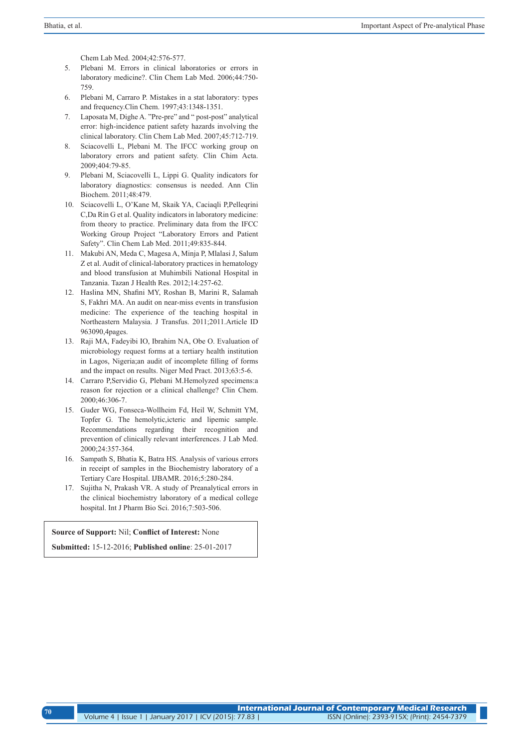Chem Lab Med. 2004;42:576-577.

5. Plebani M. Errors in clinical laboratories or errors in laboratory medicine?. Clin Chem Lab Med. 2006;44:750-759.
6. Plebani M, Carraro P. Mistakes in a stat laboratory: types and frequency.Clin Chem. 1997;43:1348-1351.
7. Laposata M, Dighe A. "Pre-pre" and " post-post" analytical error: high-incidence patient safety hazards involving the clinical laboratory. Clin Chem Lab Med. 2007;45:712-719.
8. Sciacovelli L, Plebani M. The IFCC working group on laboratory errors and patient safety. Clin Chim Acta. 2009;404:79-85.
9. Plebani M, Sciacovelli L, Lippi G. Quality indicators for laboratory diagnostics: consensus is needed. Ann Clin Biochem. 2011;48:479.
10. Sciacovelli L, O'Kane M, Skaik YA, Caciaqli P,Pelleqrini C,Da Rin G et al. Quality indicators in laboratory medicine: from theory to practice. Preliminary data from the IFCC Working Group Project "Laboratory Errors and Patient Safety". Clin Chem Lab Med. 2011;49:835-844.
11. Makubi AN, Meda C, Magesa A, Minja P, Mlalasi J, Salum Z et al. Audit of clinical-laboratory practices in hematology and blood transfusion at Muhimbili National Hospital in Tanzania. Tazan J Health Res. 2012;14:257-62.
12. Haslina MN, Shafini MY, Roshan B, Marini R, Salamah S, Fakhri MA. An audit on near-miss events in transfusion medicine: The experience of the teaching hospital in Northeastern Malaysia. J Transfus. 2011;2011.Article ID 963090,4pages.
13. Raji MA, Fadeyibi IO, Ibrahim NA, Obe O. Evaluation of microbiology request forms at a tertiary health institution in Lagos, Nigeria;an audit of incomplete filling of forms and the impact on results. Niger Med Pract. 2013;63:5-6.
14. Carraro P,Servidio G, Plebani M.Hemolyzed specimens:a reason for rejection or a clinical challenge? Clin Chem. 2000;46:306-7.
15. Guder WG, Fonseca-Wollheim Fd, Heil W, Schmitt YM, Topfer G. The hemolytic,icteric and lipemic sample. Recommendations regarding their recognition and prevention of clinically relevant interferences. J Lab Med. 2000;24:357-364.
16. Sampath S, Bhatia K, Batra HS. Analysis of various errors in receipt of samples in the Biochemistry laboratory of a Tertiary Care Hospital. IJBAMR. 2016;5:280-284.
17. Sujitha N, Prakash VR. A study of Preanalytical errors in the clinical biochemistry laboratory of a medical college hospital. Int J Pharm Bio Sci. 2016;7:503-506.

**Source of Support:** Nil; **Conflict of Interest:** None

**Submitted:** 15-12-2016; **Published online**: 25-01-2017